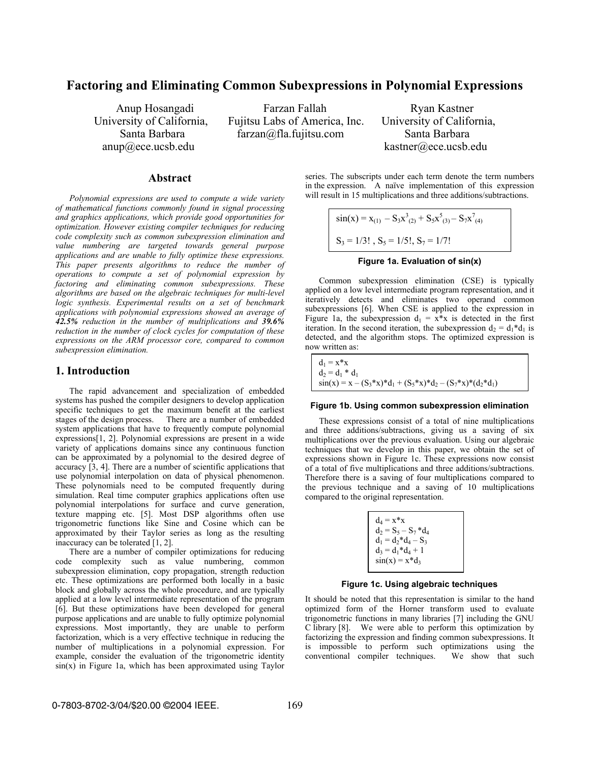# Factoring and Eliminating Common Subexpressions in Polynomial Expressions

Anup Hosangadi
University of California, Santa Barbara
anup@ece.ucsb.edu

Farzan Fallah
Fujitsu Labs of America, Inc.
farzan@fla.fujitsu.com

Ryan Kastner
University of California, Santa Barbara
kastner@ece.ucsb.edu

## Abstract

*Polynomial expressions are used to compute a wide variety of mathematical functions commonly found in signal processing and graphics applications, which provide good opportunities for optimization. However existing compiler techniques for reducing code complexity such as common subexpression elimination and value numbering are targeted towards general purpose applications and are unable to fully optimize these expressions. This paper presents algorithms to reduce the number of operations to compute a set of polynomial expression by factoring and eliminating common subexpressions. These algorithms are based on the algebraic techniques for multi-level logic synthesis. Experimental results on a set of benchmark applications with polynomial expressions showed an average of **42.5%** reduction in the number of multiplications and **39.6%** reduction in the number of clock cycles for computation of these expressions on the ARM processor core, compared to common subexpression elimination.*

## 1. Introduction

The rapid advancement and specialization of embedded systems has pushed the compiler designers to develop application specific techniques to get the maximum benefit at the earliest stages of the design process. There are a number of embedded system applications that have to frequently compute polynomial expressions[1, 2]. Polynomial expressions are present in a wide variety of applications domains since any continuous function can be approximated by a polynomial to the desired degree of accuracy [3, 4]. There are a number of scientific applications that use polynomial interpolation on data of physical phenomenon. These polynomials need to be computed frequently during simulation. Real time computer graphics applications often use polynomial interpolations for surface and curve generation, texture mapping etc. [5]. Most DSP algorithms often use trigonometric functions like Sine and Cosine which can be approximated by their Taylor series as long as the resulting inaccuracy can be tolerated [1, 2].

There are a number of compiler optimizations for reducing code complexity such as value numbering, common subexpression elimination, copy propagation, strength reduction etc. These optimizations are performed both locally in a basic block and globally across the whole procedure, and are typically applied at a low level intermediate representation of the program [6]. But these optimizations have been developed for general purpose applications and are unable to fully optimize polynomial expressions. Most importantly, they are unable to perform factorization, which is a very effective technique in reducing the number of multiplications in a polynomial expression. For example, consider the evaluation of the trigonometric identity sin(x) in Figure 1a, which has been approximated using Taylor series. The subscripts under each term denote the term numbers in the expression. A naïve implementation of this expression will result in 15 multiplications and three additions/subtractions.

$$\sin(x) = x_{(1)} - S_3x^3_{(2)} + S_5x^5_{(3)} - S_7x^7_{(4)}$$

$$S_3 = 1/3!\ ,\ S_5 = 1/5!,\ S_7 = 1/7!$$

**Figure 1a. Evaluation of sin(x)**

Common subexpression elimination (CSE) is typically applied on a low level intermediate program representation, and it iteratively detects and eliminates two operand common subexpressions [6]. When CSE is applied to the expression in Figure 1a, the subexpression $d_1 = x*x$ is detected in the first iteration. In the second iteration, the subexpression $d_2 = d_1*d_1$ is detected, and the algorithm stops. The optimized expression is now written as:

$$d_1 = x*x$$
$$d_2 = d_1 * d_1$$
$$\sin(x) = x - (S_3*x)*d_1 + (S_5*x)*d_2 - (S_7*x)*(d_2*d_1)$$

**Figure 1b. Using common subexpression elimination**

These expressions consist of a total of nine multiplications and three additions/subtractions, giving us a saving of six multiplications over the previous evaluation. Using our algebraic techniques that we develop in this paper, we obtain the set of expressions shown in Figure 1c. These expressions now consist of a total of five multiplications and three additions/subtractions. Therefore there is a saving of four multiplications compared to the previous technique and a saving of 10 multiplications compared to the original representation.

$$d_4 = x*x$$
$$d_2 = S_5 - S_7*d_4$$
$$d_1 = d_2*d_4 - S_3$$
$$d_3 = d_1*d_4 + 1$$
$$\sin(x) = x*d_3$$

**Figure 1c. Using algebraic techniques**

It should be noted that this representation is similar to the hand optimized form of the Horner transform used to evaluate trigonometric functions in many libraries [7] including the GNU C library [8]. We were able to perform this optimization by factorizing the expression and finding common subexpressions. It is impossible to perform such optimizations using the conventional compiler techniques. We show that such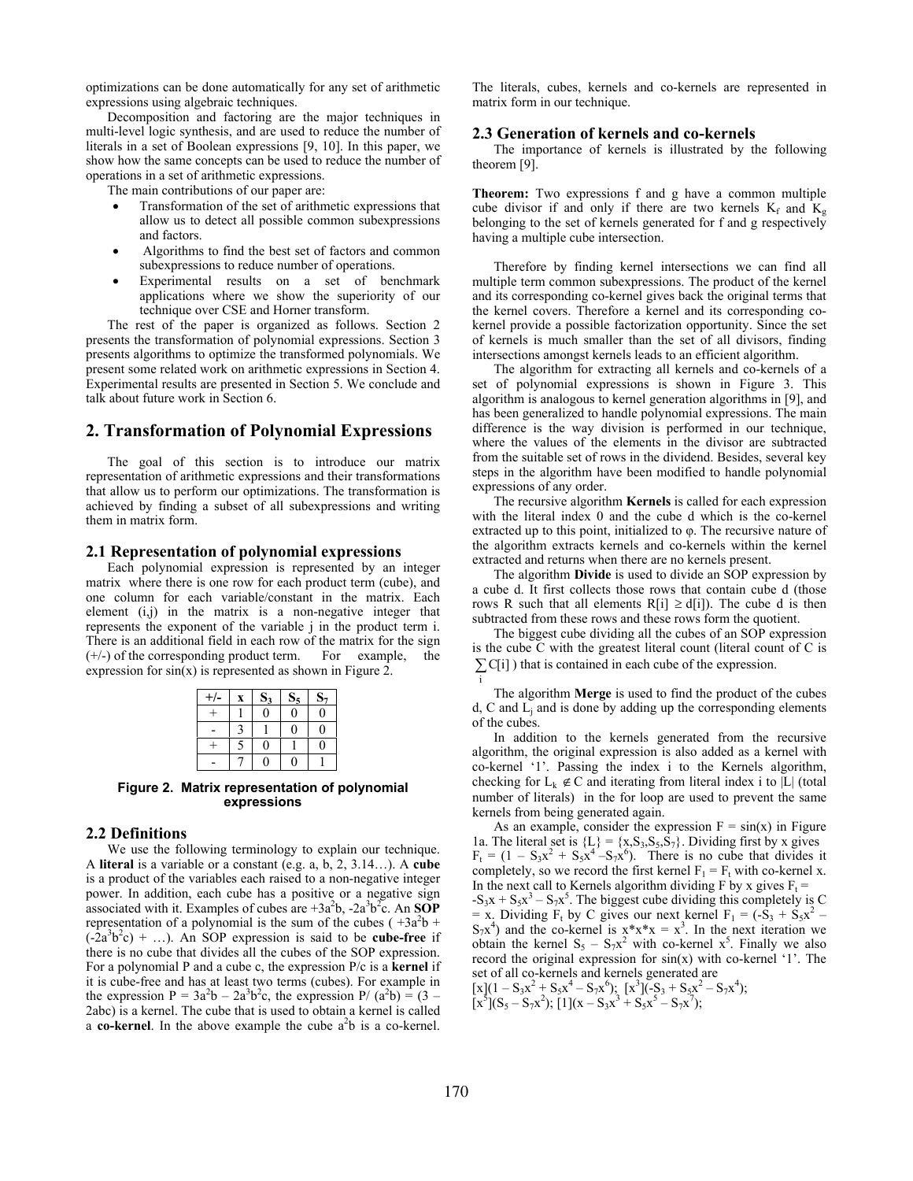optimizations can be done automatically for any set of arithmetic expressions using algebraic techniques.

Decomposition and factoring are the major techniques in multi-level logic synthesis, and are used to reduce the number of literals in a set of Boolean expressions [9, 10]. In this paper, we show how the same concepts can be used to reduce the number of operations in a set of arithmetic expressions.

The main contributions of our paper are:

- Transformation of the set of arithmetic expressions that allow us to detect all possible common subexpressions and factors.
- Algorithms to find the best set of factors and common subexpressions to reduce number of operations.
- Experimental results on a set of benchmark applications where we show the superiority of our technique over CSE and Horner transform.

The rest of the paper is organized as follows. Section 2 presents the transformation of polynomial expressions. Section 3 presents algorithms to optimize the transformed polynomials. We present some related work on arithmetic expressions in Section 4. Experimental results are presented in Section 5. We conclude and talk about future work in Section 6.

## 2. Transformation of Polynomial Expressions

The goal of this section is to introduce our matrix representation of arithmetic expressions and their transformations that allow us to perform our optimizations. The transformation is achieved by finding a subset of all subexpressions and writing them in matrix form.

### 2.1 Representation of polynomial expressions

Each polynomial expression is represented by an integer matrix where there is one row for each product term (cube), and one column for each variable/constant in the matrix. Each element (i,j) in the matrix is a non-negative integer that represents the exponent of the variable j in the product term i. There is an additional field in each row of the matrix for the sign (+/-) of the corresponding product term. For example, the expression for sin(x) is represented as shown in Figure 2.

| +/- | x | $S_3$ | $S_5$ | $S_7$ |
|---|---|---|---|---|
| + | 1 | 0 | 0 | 0 |
| - | 3 | 1 | 0 | 0 |
| + | 5 | 0 | 1 | 0 |
| - | 7 | 0 | 0 | 1 |

**Figure 2. Matrix representation of polynomial expressions**

### 2.2 Definitions

We use the following terminology to explain our technique. A **literal** is a variable or a constant (e.g. a, b, 2, 3.14…). A **cube** is a product of the variables each raised to a non-negative integer power. In addition, each cube has a positive or a negative sign associated with it. Examples of cubes are $+3a^2b$, $-2a^3b^2c$. An **SOP** representation of a polynomial is the sum of the cubes ( $+3a^2b$ + $(-2a^3b^2c)$ + …). An SOP expression is said to be **cube-free** if there is no cube that divides all the cubes of the SOP expression. For a polynomial P and a cube c, the expression P/c is a **kernel** if it is cube-free and has at least two terms (cubes). For example in the expression $P = 3a^2b - 2a^3b^2c$, the expression $P/(a^2b) = (3 - 2abc)$ is a kernel. The cube that is used to obtain a kernel is called a **co-kernel**. In the above example the cube $a^2b$ is a co-kernel.

The literals, cubes, kernels and co-kernels are represented in matrix form in our technique.

### 2.3 Generation of kernels and co-kernels

The importance of kernels is illustrated by the following theorem [9].

**Theorem:** Two expressions f and g have a common multiple cube divisor if and only if there are two kernels $K_f$ and $K_g$ belonging to the set of kernels generated for f and g respectively having a multiple cube intersection.

Therefore by finding kernel intersections we can find all multiple term common subexpressions. The product of the kernel and its corresponding co-kernel gives back the original terms that the kernel covers. Therefore a kernel and its corresponding co-kernel provide a possible factorization opportunity. Since the set of kernels is much smaller than the set of all divisors, finding intersections amongst kernels leads to an efficient algorithm.

The algorithm for extracting all kernels and co-kernels of a set of polynomial expressions is shown in Figure 3. This algorithm is analogous to kernel generation algorithms in [9], and has been generalized to handle polynomial expressions. The main difference is the way division is performed in our technique, where the values of the elements in the divisor are subtracted from the suitable set of rows in the dividend. Besides, several key steps in the algorithm have been modified to handle polynomial expressions of any order.

The recursive algorithm **Kernels** is called for each expression with the literal index 0 and the cube d which is the co-kernel extracted up to this point, initialized to φ. The recursive nature of the algorithm extracts kernels and co-kernels within the kernel extracted and returns when there are no kernels present.

The algorithm **Divide** is used to divide an SOP expression by a cube d. It first collects those rows that contain cube d (those rows R such that all elements $R[i] \geq d[i]$). The cube d is then subtracted from these rows and these rows form the quotient.

The biggest cube dividing all the cubes of an SOP expression is the cube C with the greatest literal count (literal count of C is $\sum_i C[i]$ ) that is contained in each cube of the expression.

The algorithm **Merge** is used to find the product of the cubes d, C and $L_j$ and is done by adding up the corresponding elements of the cubes.

In addition to the kernels generated from the recursive algorithm, the original expression is also added as a kernel with co-kernel '1'. Passing the index i to the Kernels algorithm, checking for $L_k \notin C$ and iterating from literal index i to |L| (total number of literals) in the for loop are used to prevent the same kernels from being generated again.

As an example, consider the expression F = sin(x) in Figure 1a. The literal set is $\{L\} = \{x,S_3,S_5,S_7\}$. Dividing first by x gives $F_t = (1 - S_3x^2 + S_5x^4 - S_7x^6)$. There is no cube that divides it completely, so we record the first kernel $F_1 = F_t$ with co-kernel x. In the next call to Kernels algorithm dividing F by x gives $F_t = -S_3x + S_5x^3 - S_7x^5$. The biggest cube dividing this completely is C = x. Dividing $F_t$ by C gives our next kernel $F_1 = (-S_3 + S_5x^2 - S_7x^4)$ and the co-kernel is $x*x*x = x^3$. In the next iteration we obtain the kernel $S_5 - S_7x^2$ with co-kernel $x^5$. Finally we also record the original expression for sin(x) with co-kernel '1'. The set of all co-kernels and kernels generated are

$[x](1 - S_3x^2 + S_5x^4 - S_7x^6)$; $[x^3](-S_3 + S_5x^2 - S_7x^4)$; $[x^5](S_5 - S_7x^2)$; $[1](x - S_3x^3 + S_5x^5 - S_7x^7)$;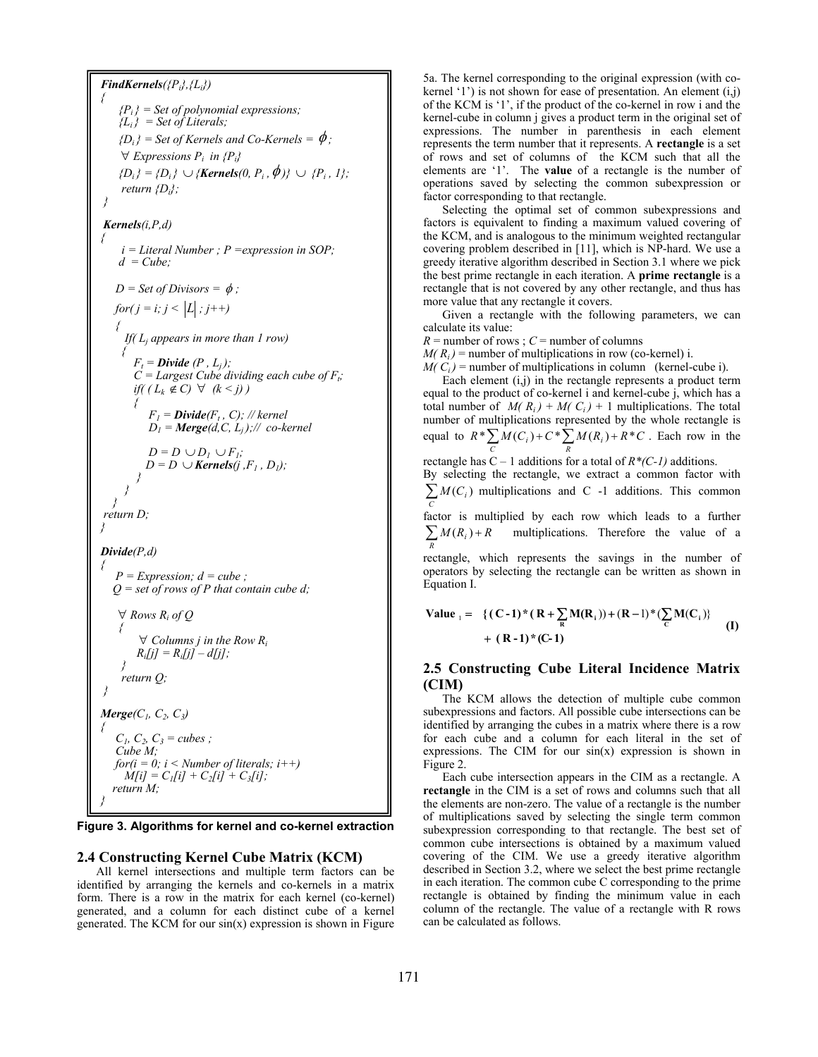```
FindKernels({Pi},{Li})
{
    {Pi} = Set of polynomial expressions;
    {Li} = Set of Literals;
    {Di} = Set of Kernels and Co-Kernels = ϕ;
    ∀ Expressions Pi in {Pi}
    {Di} = {Di} ∪ {Kernels(0, Pi , ϕ)} ∪ {Pi , 1};
    return {Di};
}

Kernels(i,P,d)
{
    i = Literal Number ; P =expression in SOP;
    d = Cube;

    D = Set of Divisors = ϕ ;
    for( j = i; j < |L| ; j++)
    {
       If( Lj appears in more than 1 row)
       {
          Ft = Divide (P , Lj);
          C = Largest Cube dividing each cube of Ft;
          if( ( Lk ∉ C) ∀ (k < j) )
          {
             F1 = Divide(Ft , C); // kernel
             D1 = Merge(d,C, Lj);// co-kernel

             D = D ∪ D1 ∪ F1;
             D = D ∪ Kernels(j ,F1 , D1);
          }
       }
    }
    return D;
}

Divide(P,d)
{
    P = Expression; d = cube ;
    Q = set of rows of P that contain cube d;

    ∀ Rows Ri of Q
    {
        ∀ Columns j in the Row Ri
        Ri[j] = Ri[j] – d[j];
    }
    return Q;
}

Merge(C1, C2, C3)
{
    C1, C2, C3 = cubes ;
    Cube M;
    for(i = 0; i < Number of literals; i++)
       M[i] = C1[i] + C2[i] + C3[i];
    return M;
}
```

**Figure 3. Algorithms for kernel and co-kernel extraction**

## 2.4 Constructing Kernel Cube Matrix (KCM)

All kernel intersections and multiple term factors can be identified by arranging the kernels and co-kernels in a matrix form. There is a row in the matrix for each kernel (co-kernel) generated, and a column for each distinct cube of a kernel generated. The KCM for our sin(x) expression is shown in Figure 5a. The kernel corresponding to the original expression (with co-kernel '1') is not shown for ease of presentation. An element (i,j) of the KCM is '1', if the product of the co-kernel in row i and the kernel-cube in column j gives a product term in the original set of expressions. The number in parenthesis in each element represents the term number that it represents. A **rectangle** is a set of rows and set of columns of the KCM such that all the elements are '1'. The **value** of a rectangle is the number of operations saved by selecting the common subexpression or factor corresponding to that rectangle.

Selecting the optimal set of common subexpressions and factors is equivalent to finding a maximum valued covering of the KCM, and is analogous to the minimum weighted rectangular covering problem described in [11], which is NP-hard. We use a greedy iterative algorithm described in Section 3.1 where we pick the best prime rectangle in each iteration. A **prime rectangle** is a rectangle that is not covered by any other rectangle, and thus has more value that any rectangle it covers.

Given a rectangle with the following parameters, we can calculate its value:

$R$ = number of rows ; $C$ = number of columns

$M(R_i)$ = number of multiplications in row (co-kernel) i.

$M(C_i)$ = number of multiplications in column (kernel-cube i).

Each element (i,j) in the rectangle represents a product term equal to the product of co-kernel i and kernel-cube j, which has a total number of $M(R_i) + M(C_i) + 1$ multiplications. The total number of multiplications represented by the whole rectangle is equal to $R*\sum_C M(C_i) + C*\sum_R M(R_i) + R*C$. Each row in the rectangle has C – 1 additions for a total of $R*(C-1)$ additions. By selecting the rectangle, we extract a common factor with $\sum_C M(C_i)$ multiplications and C -1 additions. This common factor is multiplied by each row which leads to a further $\sum_R M(R_i) + R$ multiplications. Therefore the value of a rectangle, which represents the savings in the number of operators by selecting the rectangle can be written as shown in Equation I.

$$\textbf{Value}_1 = \{(\mathbf{C-1})*(\mathbf{R}+\sum_{\mathbf{R}}\mathbf{M(R_i)}) + (\mathbf{R}-1)*(\sum_{\mathbf{C}}\mathbf{M(C_i)})\} + (\mathbf{R-1})*(\mathbf{C-1}) \qquad \textbf{(I)}$$

## 2.5 Constructing Cube Literal Incidence Matrix (CIM)

The KCM allows the detection of multiple cube common subexpressions and factors. All possible cube intersections can be identified by arranging the cubes in a matrix where there is a row for each cube and a column for each literal in the set of expressions. The CIM for our sin(x) expression is shown in Figure 2.

Each cube intersection appears in the CIM as a rectangle. A **rectangle** in the CIM is a set of rows and columns such that all the elements are non-zero. The value of a rectangle is the number of multiplications saved by selecting the single term common subexpression corresponding to that rectangle. The best set of common cube intersections is obtained by a maximum valued covering of the CIM. We use a greedy iterative algorithm described in Section 3.2, where we select the best prime rectangle in each iteration. The common cube C corresponding to the prime rectangle is obtained by finding the minimum value in each column of the rectangle. The value of a rectangle with R rows can be calculated as follows.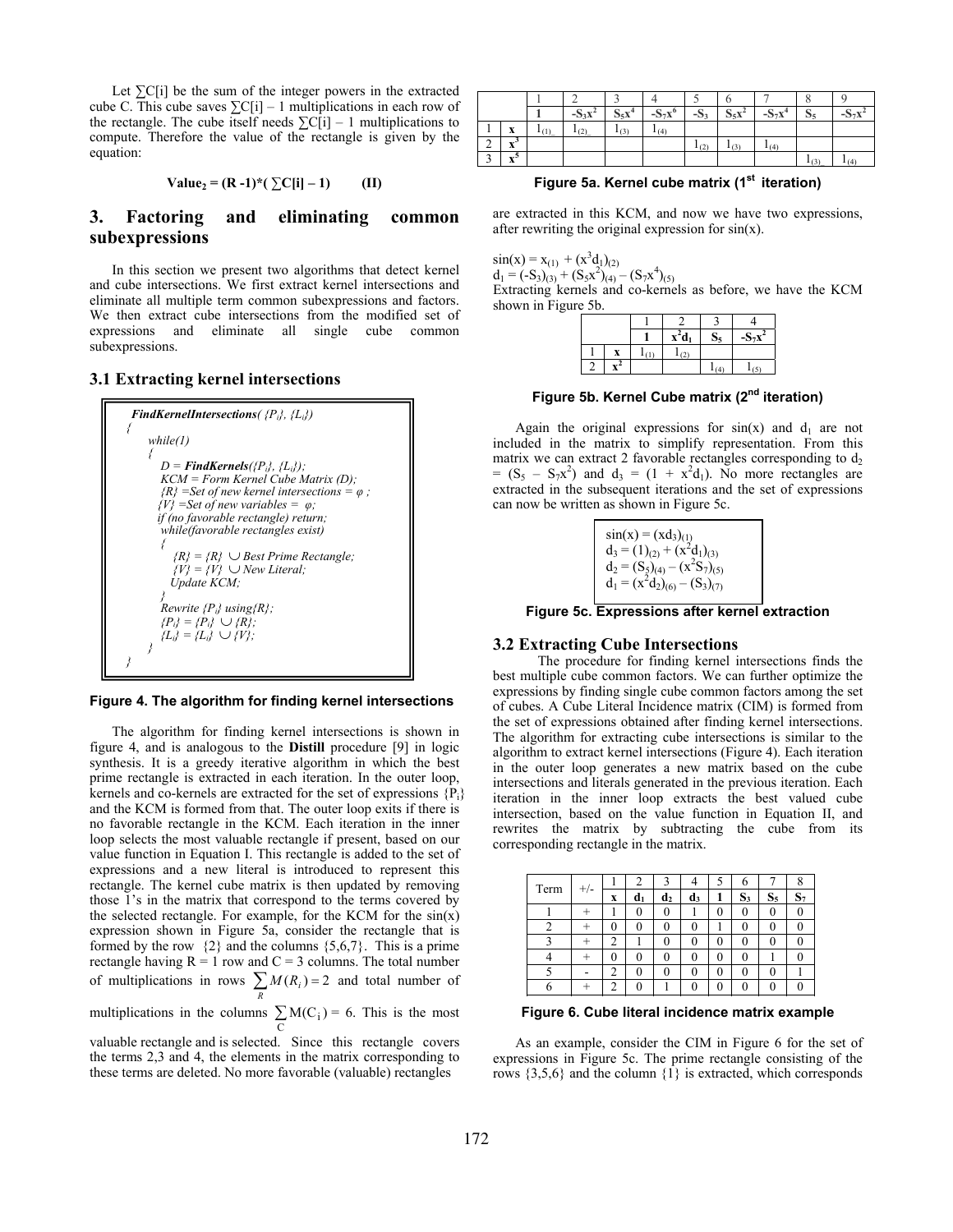Let ∑C[i] be the sum of the integer powers in the extracted cube C. This cube saves ∑C[i] – 1 multiplications in each row of the rectangle. The cube itself needs ∑C[i] – 1 multiplications to compute. Therefore the value of the rectangle is given by the equation:

$$\text{Value}_2 = (R - 1)*(\sum C[i] - 1) \qquad \text{(II)}$$

## 3. Factoring and eliminating common subexpressions

In this section we present two algorithms that detect kernel and cube intersections. We first extract kernel intersections and eliminate all multiple term common subexpressions and factors. We then extract cube intersections from the modified set of expressions and eliminate all single cube common subexpressions.

### 3.1 Extracting kernel intersections

```
FindKernelIntersections( {Pi}, {Li})
{
    while(1)
    {
        D = FindKernels({Pi}, {Li});
        KCM = Form Kernel Cube Matrix (D);
        {R} =Set of new kernel intersections = φ ;
        {V} =Set of new variables = φ;
        if (no favorable rectangle) return;
        while(favorable rectangles exist)
        {
            {R} = {R} ∪ Best Prime Rectangle;
            {V} = {V} ∪ New Literal;
            Update KCM;
        }
        Rewrite {Pi} using{R};
        {Pi} = {Pi} ∪ {R};
        {Li} = {Li} ∪ {V};
    }
}
```

**Figure 4. The algorithm for finding kernel intersections**

The algorithm for finding kernel intersections is shown in figure 4, and is analogous to the **Distill** procedure [9] in logic synthesis. It is a greedy iterative algorithm in which the best prime rectangle is extracted in each iteration. In the outer loop, kernels and co-kernels are extracted for the set of expressions $\{P_i\}$ and the KCM is formed from that. The outer loop exits if there is no favorable rectangle in the KCM. Each iteration in the inner loop selects the most valuable rectangle if present, based on our value function in Equation I. This rectangle is added to the set of expressions and a new literal is introduced to represent this rectangle. The kernel cube matrix is then updated by removing those 1's in the matrix that correspond to the terms covered by the selected rectangle. For example, for the KCM for the sin(x) expression shown in Figure 5a, consider the rectangle that is formed by the row {2} and the columns {5,6,7}. This is a prime rectangle having R = 1 row and C = 3 columns. The total number of multiplications in rows $\sum_R M(R_i) = 2$ and total number of multiplications in the columns $\sum_C M(C_i) = 6$. This is the most valuable rectangle and is selected. Since this rectangle covers the terms 2,3 and 4, the elements in the matrix corresponding to these terms are deleted. No more favorable (valuable) rectangles

| | | 1 | 2 | 3 | 4 | 5 | 6 | 7 | 8 | 9 |
|---|---|---|---|---|---|---|---|---|---|---|
| | | **1** | $-S_3x^2$ | $S_5x^4$ | $-S_7x^6$ | $-S_3$ | $S_5x^2$ | $-S_7x^4$ | $S_5$ | $-S_7x^2$ |
| 1 | **x** | $1_{(1)}$ | $1_{(2)}$ | $1_{(3)}$ | $1_{(4)}$ | | | | | |
| 2 | $x^3$ | | | | | $1_{(2)}$ | $1_{(3)}$ | $1_{(4)}$ | | |
| 3 | $x^5$ | | | | | | | | $1_{(3)}$ | $1_{(4)}$ |

**Figure 5a. Kernel cube matrix (1st iteration)**

are extracted in this KCM, and now we have two expressions, after rewriting the original expression for sin(x).

$\sin(x) = x_{(1)} + (x^3d_1)_{(2)}$
$d_1 = (-S_3)_{(3)} + (S_5x^2)_{(4)} - (S_7x^4)_{(5)}$

Extracting kernels and co-kernels as before, we have the KCM shown in Figure 5b.

| | | 1 | 2 | 3 | 4 |
|---|---|---|---|---|---|
| | | **1** | $x^2d_1$ | $S_5$ | $-S_7x^2$ |
| 1 | **x** | $1_{(1)}$ | $1_{(2)}$ | | |
| 2 | $x^2$ | | | $1_{(4)}$ | $1_{(5)}$ |

**Figure 5b. Kernel Cube matrix (2nd iteration)**

Again the original expressions for sin(x) and $d_1$ are not included in the matrix to simplify representation. From this matrix we can extract 2 favorable rectangles corresponding to $d_2 = (S_5 - S_7x^2)$ and $d_3 = (1 + x^2d_1)$. No more rectangles are extracted in the subsequent iterations and the set of expressions can now be written as shown in Figure 5c.

$\sin(x) = (xd_3)_{(1)}$
$d_3 = (1)_{(2)} + (x^2d_1)_{(3)}$
$d_2 = (S_5)_{(4)} - (x^2S_7)_{(5)}$
$d_1 = (x^2d_2)_{(6)} - (S_3)_{(7)}$

**Figure 5c. Expressions after kernel extraction**

### 3.2 Extracting Cube Intersections

The procedure for finding kernel intersections finds the best multiple cube common factors. We can further optimize the expressions by finding single cube common factors among the set of cubes. A Cube Literal Incidence matrix (CIM) is formed from the set of expressions obtained after finding kernel intersections. The algorithm for extracting cube intersections is similar to the algorithm to extract kernel intersections (Figure 4). Each iteration in the outer loop generates a new matrix based on the cube intersections and literals generated in the previous iteration. Each iteration in the inner loop extracts the best valued cube intersection, based on the value function in Equation II, and rewrites the matrix by subtracting the cube from its corresponding rectangle in the matrix.

| Term | +/- | 1 | 2 | 3 | 4 | 5 | 6 | 7 | 8 |
|---|---|---|---|---|---|---|---|---|---|
| | | **x** | $d_1$ | $d_2$ | $d_3$ | **1** | $S_3$ | $S_5$ | $S_7$ |
| 1 | + | 1 | 0 | 0 | 1 | 0 | 0 | 0 | 0 |
| 2 | + | 0 | 0 | 0 | 0 | 1 | 0 | 0 | 0 |
| 3 | + | 2 | 1 | 0 | 0 | 0 | 0 | 0 | 0 |
| 4 | + | 0 | 0 | 0 | 0 | 0 | 0 | 1 | 0 |
| 5 | - | 2 | 0 | 0 | 0 | 0 | 0 | 0 | 1 |
| 6 | + | 2 | 0 | 1 | 0 | 0 | 0 | 0 | 0 |

**Figure 6. Cube literal incidence matrix example**

As an example, consider the CIM in Figure 6 for the set of expressions in Figure 5c. The prime rectangle consisting of the rows {3,5,6} and the column {1} is extracted, which corresponds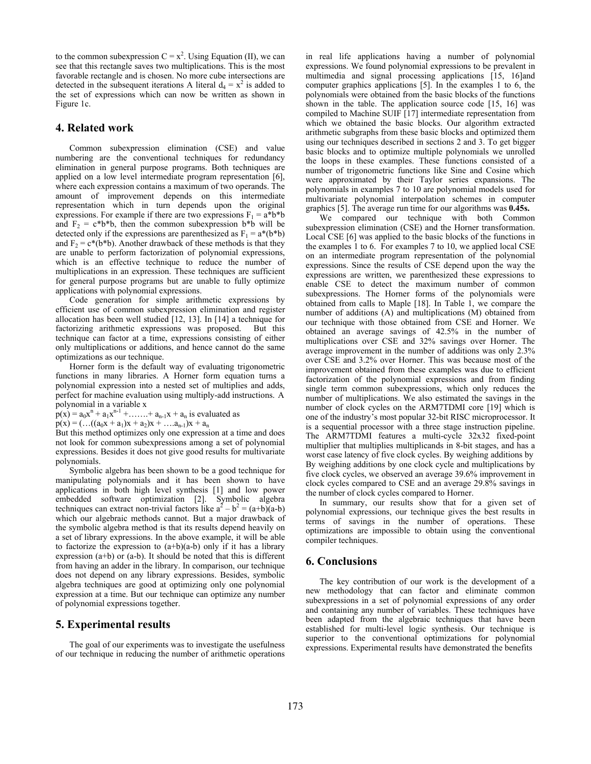to the common subexpression $C = x^2$. Using Equation (II), we can see that this rectangle saves two multiplications. This is the most favorable rectangle and is chosen. No more cube intersections are detected in the subsequent iterations A literal $d_4 = x^2$ is added to the set of expressions which can now be written as shown in Figure 1c.

## 4. Related work

Common subexpression elimination (CSE) and value numbering are the conventional techniques for redundancy elimination in general purpose programs. Both techniques are applied on a low level intermediate program representation [6], where each expression contains a maximum of two operands. The amount of improvement depends on this intermediate representation which in turn depends upon the original expressions. For example if there are two expressions $F_1 = a*b*b$ and $F_2 = c*b*b$, then the common subexpression $b*b$ will be detected only if the expressions are parenthesized as $F_1 = a*(b*b)$ and $F_2 = c*(b*b)$. Another drawback of these methods is that they are unable to perform factorization of polynomial expressions, which is an effective technique to reduce the number of multiplications in an expression. These techniques are sufficient for general purpose programs but are unable to fully optimize applications with polynomial expressions.

Code generation for simple arithmetic expressions by efficient use of common subexpression elimination and register allocation has been well studied [12, 13]. In [14] a technique for factorizing arithmetic expressions was proposed. But this technique can factor at a time, expressions consisting of either only multiplications or additions, and hence cannot do the same optimizations as our technique.

Horner form is the default way of evaluating trigonometric functions in many libraries. A Horner form equation turns a polynomial expression into a nested set of multiplies and adds, perfect for machine evaluation using multiply-add instructions. A polynomial in a variable x

$p(x) = a_0x^n + a_1x^{n-1} + \ldots\ldots + a_{n-1}x + a_n$ is evaluated as

$p(x) = (\ldots((a_0x + a_1)x + a_2)x + \ldots a_{n-1})x + a_n$

But this method optimizes only one expression at a time and does not look for common subexpressions among a set of polynomial expressions. Besides it does not give good results for multivariate polynomials.

Symbolic algebra has been shown to be a good technique for manipulating polynomials and it has been shown to have applications in both high level synthesis [1] and low power embedded software optimization [2]. Symbolic algebra techniques can extract non-trivial factors like $a^2 - b^2 = (a+b)(a-b)$ which our algebraic methods cannot. But a major drawback of the symbolic algebra method is that its results depend heavily on a set of library expressions. In the above example, it will be able to factorize the expression to $(a+b)(a-b)$ only if it has a library expression $(a+b)$ or $(a-b)$. It should be noted that this is different from having an adder in the library. In comparison, our technique does not depend on any library expressions. Besides, symbolic algebra techniques are good at optimizing only one polynomial expression at a time. But our technique can optimize any number of polynomial expressions together.

## 5. Experimental results

The goal of our experiments was to investigate the usefulness of our technique in reducing the number of arithmetic operations in real life applications having a number of polynomial expressions. We found polynomial expressions to be prevalent in multimedia and signal processing applications [15, 16]and computer graphics applications [5]. In the examples 1 to 6, the polynomials were obtained from the basic blocks of the functions shown in the table. The application source code [15, 16] was compiled to Machine SUIF [17] intermediate representation from which we obtained the basic blocks. Our algorithm extracted arithmetic subgraphs from these basic blocks and optimized them using our techniques described in sections 2 and 3. To get bigger basic blocks and to optimize multiple polynomials we unrolled the loops in these examples. These functions consisted of a number of trigonometric functions like Sine and Cosine which were approximated by their Taylor series expansions. The polynomials in examples 7 to 10 are polynomial models used for multivariate polynomial interpolation schemes in computer graphics [5]. The average run time for our algorithms was **0.45s.**

We compared our technique with both Common subexpression elimination (CSE) and the Horner transformation. Local CSE [6] was applied to the basic blocks of the functions in the examples 1 to 6. For examples 7 to 10, we applied local CSE on an intermediate program representation of the polynomial expressions. Since the results of CSE depend upon the way the expressions are written, we parenthesized these expressions to enable CSE to detect the maximum number of common subexpressions. The Horner forms of the polynomials were obtained from calls to Maple [18]. In Table 1, we compare the number of additions (A) and multiplications (M) obtained from our technique with those obtained from CSE and Horner. We obtained an average savings of 42.5% in the number of multiplications over CSE and 32% savings over Horner. The average improvement in the number of additions was only 2.3% over CSE and 3.2% over Horner. This was because most of the improvement obtained from these examples was due to efficient factorization of the polynomial expressions and from finding single term common subexpressions, which only reduces the number of multiplications. We also estimated the savings in the number of clock cycles on the ARM7TDMI core [19] which is one of the industry's most popular 32-bit RISC microprocessor. It is a sequential processor with a three stage instruction pipeline. The ARM7TDMI features a multi-cycle 32x32 fixed-point multiplier that multiplies multiplicands in 8-bit stages, and has a worst case latency of five clock cycles. By weighing additions by By weighing additions by one clock cycle and multiplications by five clock cycles, we observed an average 39.6% improvement in clock cycles compared to CSE and an average 29.8% savings in the number of clock cycles compared to Horner.

In summary, our results show that for a given set of polynomial expressions, our technique gives the best results in terms of savings in the number of operations. These optimizations are impossible to obtain using the conventional compiler techniques.

## 6. Conclusions

The key contribution of our work is the development of a new methodology that can factor and eliminate common subexpressions in a set of polynomial expressions of any order and containing any number of variables. These techniques have been adapted from the algebraic techniques that have been established for multi-level logic synthesis. Our technique is superior to the conventional optimizations for polynomial expressions. Experimental results have demonstrated the benefits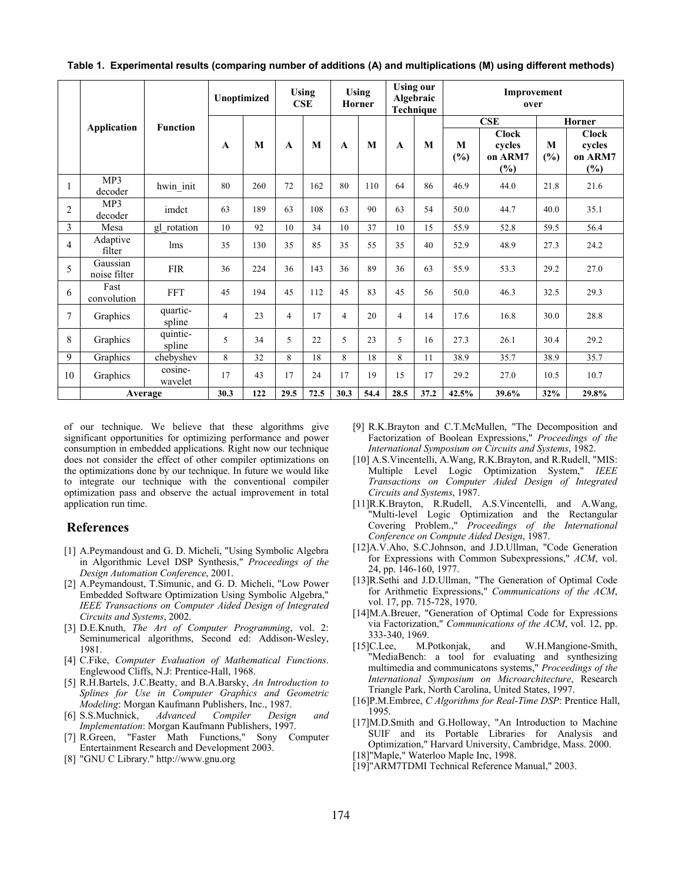**Table 1. Experimental results (comparing number of additions (A) and multiplications (M) using different methods)**

| | Application | Function | Unoptimized | | Using CSE | | Using Horner | | Using our Algebraic Technique | | Improvement over | | | |
|---|---|---|---|---|---|---|---|---|---|---|---|---|---|---|
| | | | | | | | | | | | CSE | | Horner | |
| | | | A | M | A | M | A | M | A | M | M (%) | Clock cycles on ARM7 (%) | M (%) | Clock cycles on ARM7 (%) |
| 1 | MP3 decoder | hwin_init | 80 | 260 | 72 | 162 | 80 | 110 | 64 | 86 | 46.9 | 44.0 | 21.8 | 21.6 |
| 2 | MP3 decoder | imdct | 63 | 189 | 63 | 108 | 63 | 90 | 63 | 54 | 50.0 | 44.7 | 40.0 | 35.1 |
| 3 | Mesa | gl_rotation | 10 | 92 | 10 | 34 | 10 | 37 | 10 | 15 | 55.9 | 52.8 | 59.5 | 56.4 |
| 4 | Adaptive filter | lms | 35 | 130 | 35 | 85 | 35 | 55 | 35 | 40 | 52.9 | 48.9 | 27.3 | 24.2 |
| 5 | Gaussian noise filter | FIR | 36 | 224 | 36 | 143 | 36 | 89 | 36 | 63 | 55.9 | 53.3 | 29.2 | 27.0 |
| 6 | Fast convolution | FFT | 45 | 194 | 45 | 112 | 45 | 83 | 45 | 56 | 50.0 | 46.3 | 32.5 | 29.3 |
| 7 | Graphics | quartic-spline | 4 | 23 | 4 | 17 | 4 | 20 | 4 | 14 | 17.6 | 16.8 | 30.0 | 28.8 |
| 8 | Graphics | quintic-spline | 5 | 34 | 5 | 22 | 5 | 23 | 5 | 16 | 27.3 | 26.1 | 30.4 | 29.2 |
| 9 | Graphics | chebyshev | 8 | 32 | 8 | 18 | 8 | 18 | 8 | 11 | 38.9 | 35.7 | 38.9 | 35.7 |
| 10 | Graphics | cosine-wavelet | 17 | 43 | 17 | 24 | 17 | 19 | 15 | 17 | 29.2 | 27.0 | 10.5 | 10.7 |
| | **Average** | | **30.3** | **122** | **29.5** | **72.5** | **30.3** | **54.4** | **28.5** | **37.2** | **42.5%** | **39.6%** | **32%** | **29.8%** |

of our technique. We believe that these algorithms give significant opportunities for optimizing performance and power consumption in embedded applications. Right now our technique does not consider the effect of other compiler optimizations on the optimizations done by our technique. In future we would like to integrate our technique with the conventional compiler optimization pass and observe the actual improvement in total application run time.

## References

[1] A.Peymandoust and G. D. Micheli, "Using Symbolic Algebra in Algorithmic Level DSP Synthesis," *Proceedings of the Design Automation Conference*, 2001.

[2] A.Peymandoust, T.Simunic, and G. D. Micheli, "Low Power Embedded Software Optimization Using Symbolic Algebra," *IEEE Transactions on Computer Aided Design of Integrated Circuits and Systems*, 2002.

[3] D.E.Knuth, *The Art of Computer Programming*, vol. 2: Seminumerical algorithms, Second ed: Addison-Wesley, 1981.

[4] C.Fike, *Computer Evaluation of Mathematical Functions*. Englewood Cliffs, N.J: Prentice-Hall, 1968.

[5] R.H.Bartels, J.C.Beatty, and B.A.Barsky, *An Introduction to Splines for Use in Computer Graphics and Geometric Modeling*: Morgan Kaufmann Publishers, Inc., 1987.

[6] S.S.Muchnick, *Advanced Compiler Design and Implementation*: Morgan Kaufmann Publishers, 1997.

[7] R.Green, "Faster Math Functions," Sony Computer Entertainment Research and Development 2003.

[8] "GNU C Library." http://www.gnu.org

[9] R.K.Brayton and C.T.McMullen, "The Decomposition and Factorization of Boolean Expressions," *Proceedings of the International Symposium on Circuits and Systems*, 1982.

[10] A.S.Vincentelli, A.Wang, R.K.Brayton, and R.Rudell, "MIS: Multiple Level Logic Optimization System," *IEEE Transactions on Computer Aided Design of Integrated Circuits and Systems*, 1987.

[11] R.K.Brayton, R.Rudell, A.S.Vincentelli, and A.Wang, "Multi-level Logic Optimization and the Rectangular Covering Problem.," *Proceedings of the International Conference on Compute Aided Design*, 1987.

[12] A.V.Aho, S.C.Johnson, and J.D.Ullman, "Code Generation for Expressions with Common Subexpressions," *ACM*, vol. 24, pp. 146-160, 1977.

[13] R.Sethi and J.D.Ullman, "The Generation of Optimal Code for Arithmetic Expressions," *Communications of the ACM*, vol. 17, pp. 715-728, 1970.

[14] M.A.Breuer, "Generation of Optimal Code for Expressions via Factorization," *Communications of the ACM*, vol. 12, pp. 333-340, 1969.

[15] C.Lee, M.Potkonjak, and W.H.Mangione-Smith, "MediaBench: a tool for evaluating and synthesizing multimedia and communicatons systems," *Proceedings of the International Symposium on Microarchitecture*, Research Triangle Park, North Carolina, United States, 1997.

[16] P.M.Embree, *C Algorithms for Real-Time DSP*: Prentice Hall, 1995.

[17] M.D.Smith and G.Holloway, "An Introduction to Machine SUIF and its Portable Libraries for Analysis and Optimization," Harvard University, Cambridge, Mass. 2000.

[18] "Maple," Waterloo Maple Inc, 1998.

[19] "ARM7TDMI Technical Reference Manual," 2003.